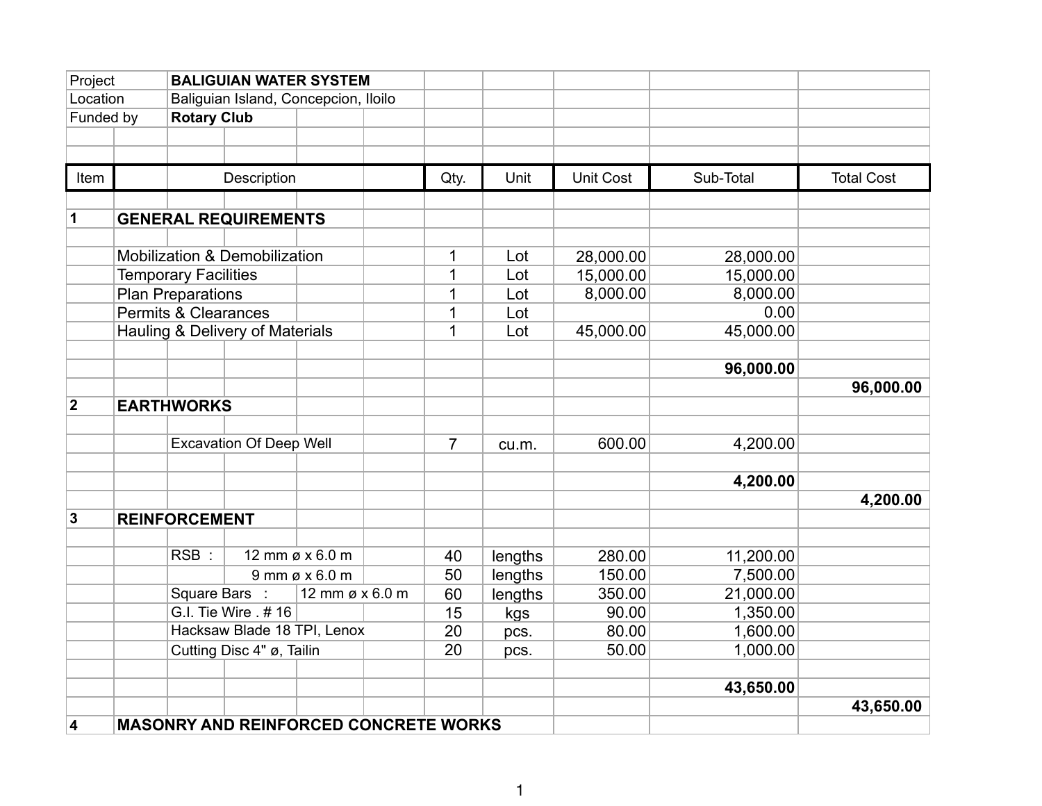| | |
|---|---|
| Project | **BALIGUIAN WATER SYSTEM** |
| Location | Baliguian Island, Concepcion, Iloilo |
| Funded by | **Rotary Club** |

| Item | Description | Qty. | Unit | Unit Cost | Sub-Total | Total Cost |
|---|---|---|---|---|---|---|
| **1** | **GENERAL REQUIREMENTS** | | | | | |
| | Mobilization & Demobilization | 1 | Lot | 28,000.00 | 28,000.00 | |
| | Temporary Facilities | 1 | Lot | 15,000.00 | 15,000.00 | |
| | Plan Preparations | 1 | Lot | 8,000.00 | 8,000.00 | |
| | Permits & Clearances | 1 | Lot | | 0.00 | |
| | Hauling & Delivery of Materials | 1 | Lot | 45,000.00 | 45,000.00 | |
| | | | | | **96,000.00** | |
| | | | | | | **96,000.00** |
| **2** | **EARTHWORKS** | | | | | |
| | Excavation Of Deep Well | 7 | cu.m. | 600.00 | 4,200.00 | |
| | | | | | **4,200.00** | |
| | | | | | | **4,200.00** |
| **3** | **REINFORCEMENT** | | | | | |
| | RSB : 12 mm ø x 6.0 m | 40 | lengths | 280.00 | 11,200.00 | |
| | 9 mm ø x 6.0 m | 50 | lengths | 150.00 | 7,500.00 | |
| | Square Bars : 12 mm ø x 6.0 m | 60 | lengths | 350.00 | 21,000.00 | |
| | G.I. Tie Wire . # 16 | 15 | kgs | 90.00 | 1,350.00 | |
| | Hacksaw Blade 18 TPI, Lenox | 20 | pcs. | 80.00 | 1,600.00 | |
| | Cutting Disc 4" ø, Tailin | 20 | pcs. | 50.00 | 1,000.00 | |
| | | | | | **43,650.00** | |
| | | | | | | **43,650.00** |
| **4** | **MASONRY AND REINFORCED CONCRETE WORKS** | | | | | |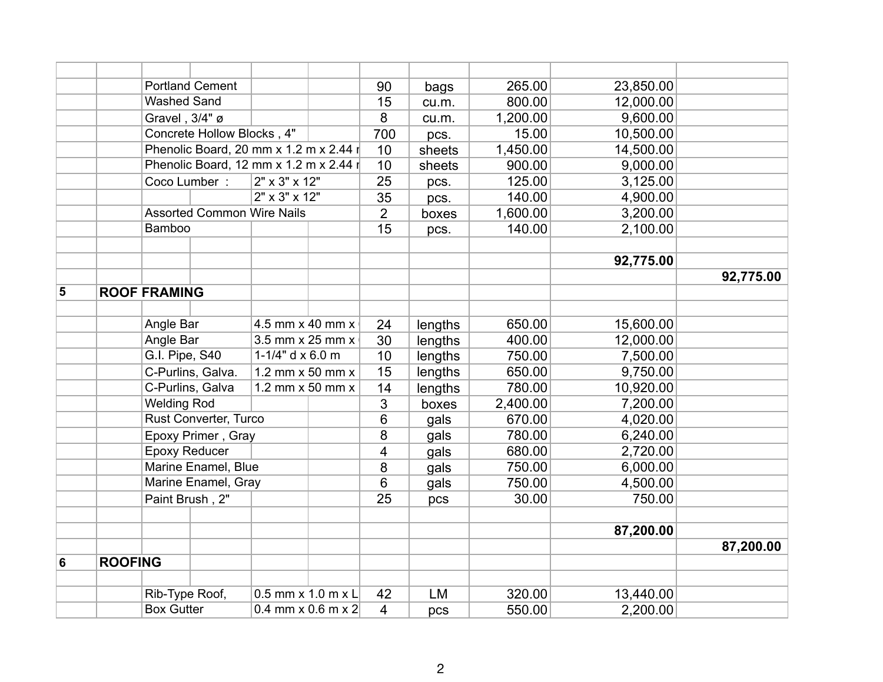| | | | | | | | | | |
|---|---|---|---|---|---|---|---|---|---|
| | | Portland Cement | | | 90 | bags | 265.00 | 23,850.00 | |
| | | Washed Sand | | | 15 | cu.m. | 800.00 | 12,000.00 | |
| | | Gravel , 3/4" ø | | | 8 | cu.m. | 1,200.00 | 9,600.00 | |
| | | Concrete Hollow Blocks , 4" | | | 700 | pcs. | 15.00 | 10,500.00 | |
| | | Phenolic Board, 20 mm x 1.2 m x 2.44 r | | | 10 | sheets | 1,450.00 | 14,500.00 | |
| | | Phenolic Board, 12 mm x 1.2 m x 2.44 r | | | 10 | sheets | 900.00 | 9,000.00 | |
| | | Coco Lumber : | 2" x 3" x 12" | | 25 | pcs. | 125.00 | 3,125.00 | |
| | | | 2" x 3" x 12" | | 35 | pcs. | 140.00 | 4,900.00 | |
| | | Assorted Common Wire Nails | | | 2 | boxes | 1,600.00 | 3,200.00 | |
| | | Bamboo | | | 15 | pcs. | 140.00 | 2,100.00 | |
| | | | | | | | | | |
| | | | | | | | | **92,775.00** | |
| | | | | | | | | | **92,775.00** |
| **5** | **ROOF FRAMING** | | | | | | | | |
| | | | | | | | | | |
| | | Angle Bar | 4.5 mm x 40 mm x | | 24 | lengths | 650.00 | 15,600.00 | |
| | | Angle Bar | 3.5 mm x 25 mm x | | 30 | lengths | 400.00 | 12,000.00 | |
| | | G.I. Pipe, S40 | 1-1/4" d x 6.0 m | | 10 | lengths | 750.00 | 7,500.00 | |
| | | C-Purlins, Galva. | 1.2 mm x 50 mm x | | 15 | lengths | 650.00 | 9,750.00 | |
| | | C-Purlins, Galva | 1.2 mm x 50 mm x | | 14 | lengths | 780.00 | 10,920.00 | |
| | | Welding Rod | | | 3 | boxes | 2,400.00 | 7,200.00 | |
| | | Rust Converter, Turco | | | 6 | gals | 670.00 | 4,020.00 | |
| | | Epoxy Primer , Gray | | | 8 | gals | 780.00 | 6,240.00 | |
| | | Epoxy Reducer | | | 4 | gals | 680.00 | 2,720.00 | |
| | | Marine Enamel, Blue | | | 8 | gals | 750.00 | 6,000.00 | |
| | | Marine Enamel, Gray | | | 6 | gals | 750.00 | 4,500.00 | |
| | | Paint Brush , 2" | | | 25 | pcs | 30.00 | 750.00 | |
| | | | | | | | | | |
| | | | | | | | | **87,200.00** | |
| | | | | | | | | | **87,200.00** |
| **6** | **ROOFING** | | | | | | | | |
| | | | | | | | | | |
| | | Rib-Type Roof, | 0.5 mm x 1.0 m x L | | 42 | LM | 320.00 | 13,440.00 | |
| | | Box Gutter | 0.4 mm x 0.6 m x 2 | | 4 | pcs | 550.00 | 2,200.00 | |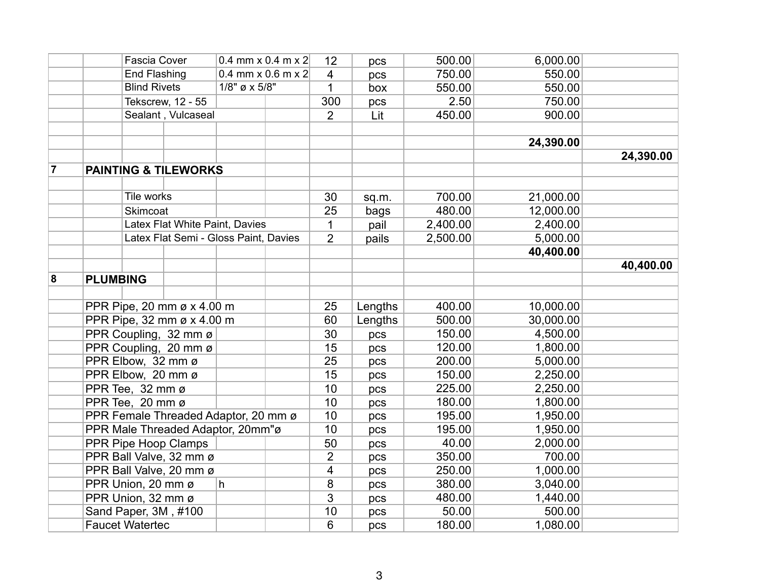| No. | Description | Specification | Qty | Unit | Unit Cost | Amount | Total |
|---|---|---|---|---|---|---|---|
| | Fascia Cover | 0.4 mm x 0.4 m x 2 | 12 | pcs | 500.00 | 6,000.00 | |
| | End Flashing | 0.4 mm x 0.6 m x 2 | 4 | pcs | 750.00 | 550.00 | |
| | Blind Rivets | 1/8" ø x 5/8" | 1 | box | 550.00 | 550.00 | |
| | Tekscrew, 12 - 55 | | 300 | pcs | 2.50 | 750.00 | |
| | Sealant , Vulcaseal | | 2 | Lit | 450.00 | 900.00 | |
| | | | | | | | |
| | | | | | | **24,390.00** | |
| | | | | | | | **24,390.00** |
| **7** | **PAINTING & TILEWORKS** | | | | | | |
| | | | | | | | |
| | Tile works | | 30 | sq.m. | 700.00 | 21,000.00 | |
| | Skimcoat | | 25 | bags | 480.00 | 12,000.00 | |
| | Latex Flat White Paint, Davies | | 1 | pail | 2,400.00 | 2,400.00 | |
| | Latex Flat Semi - Gloss Paint, Davies | | 2 | pails | 2,500.00 | 5,000.00 | |
| | | | | | | **40,400.00** | |
| | | | | | | | **40,400.00** |
| **8** | **PLUMBING** | | | | | | |
| | | | | | | | |
| | PPR Pipe, 20 mm ø x 4.00 m | | 25 | Lengths | 400.00 | 10,000.00 | |
| | PPR Pipe, 32 mm ø x 4.00 m | | 60 | Lengths | 500.00 | 30,000.00 | |
| | PPR Coupling, 32 mm ø | | 30 | pcs | 150.00 | 4,500.00 | |
| | PPR Coupling, 20 mm ø | | 15 | pcs | 120.00 | 1,800.00 | |
| | PPR Elbow, 32 mm ø | | 25 | pcs | 200.00 | 5,000.00 | |
| | PPR Elbow, 20 mm ø | | 15 | pcs | 150.00 | 2,250.00 | |
| | PPR Tee, 32 mm ø | | 10 | pcs | 225.00 | 2,250.00 | |
| | PPR Tee, 20 mm ø | | 10 | pcs | 180.00 | 1,800.00 | |
| | PPR Female Threaded Adaptor, 20 mm ø | | 10 | pcs | 195.00 | 1,950.00 | |
| | PPR Male Threaded Adaptor, 20mm"ø | | 10 | pcs | 195.00 | 1,950.00 | |
| | PPR Pipe Hoop Clamps | | 50 | pcs | 40.00 | 2,000.00 | |
| | PPR Ball Valve, 32 mm ø | | 2 | pcs | 350.00 | 700.00 | |
| | PPR Ball Valve, 20 mm ø | | 4 | pcs | 250.00 | 1,000.00 | |
| | PPR Union, 20 mm ø | h | 8 | pcs | 380.00 | 3,040.00 | |
| | PPR Union, 32 mm ø | | 3 | pcs | 480.00 | 1,440.00 | |
| | Sand Paper, 3M , #100 | | 10 | pcs | 50.00 | 500.00 | |
| | Faucet Watertec | | 6 | pcs | 180.00 | 1,080.00 | |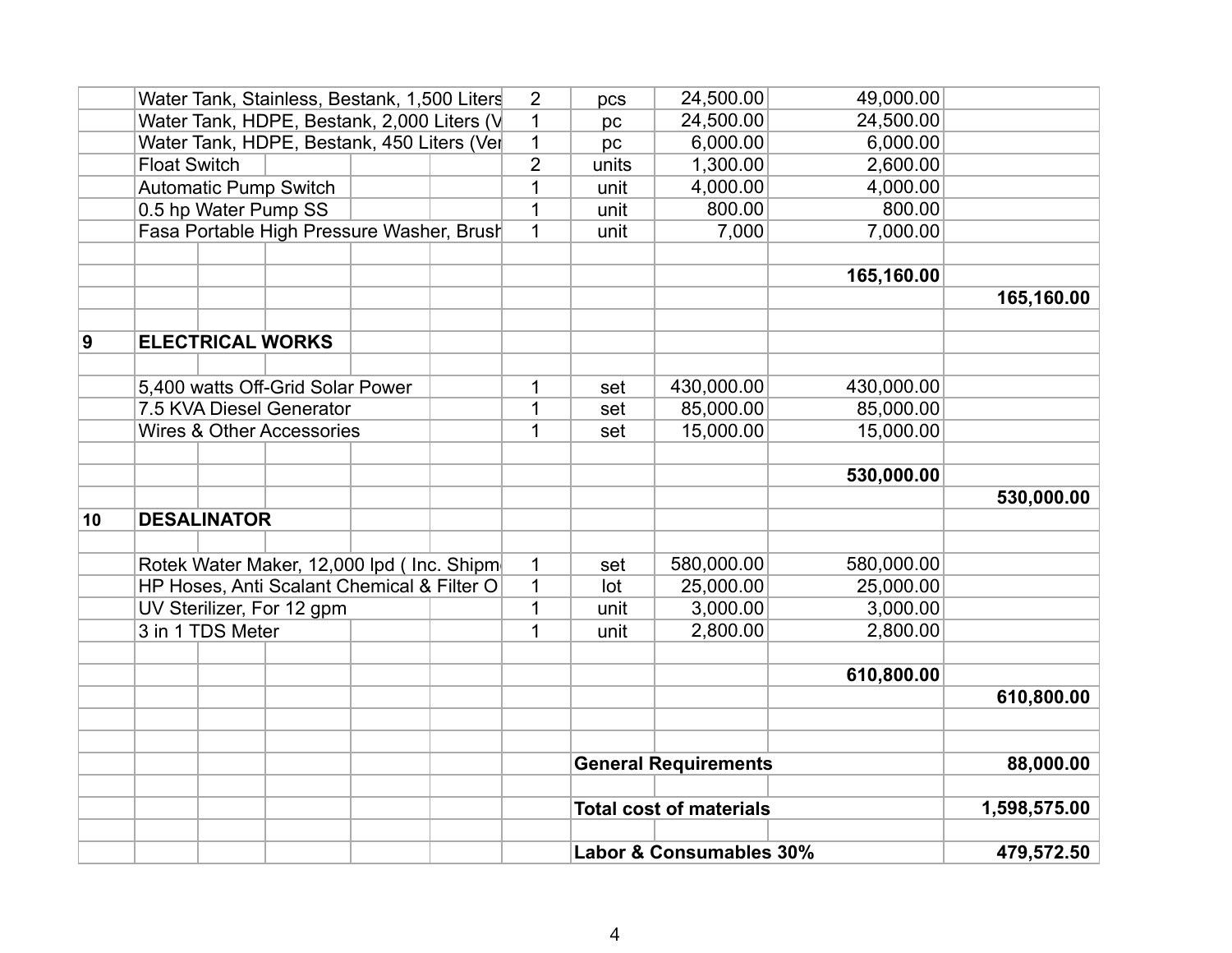| | | | | | | | | |
|---|---|---|---|---|---|---|---|---|
| | Water Tank, Stainless, Bestank, 1,500 Liters | 2 | pcs | 24,500.00 | 49,000.00 | |
| | Water Tank, HDPE, Bestank, 2,000 Liters (V | 1 | pc | 24,500.00 | 24,500.00 | |
| | Water Tank, HDPE, Bestank, 450 Liters (Ver | 1 | pc | 6,000.00 | 6,000.00 | |
| | Float Switch | 2 | units | 1,300.00 | 2,600.00 | |
| | Automatic Pump Switch | 1 | unit | 4,000.00 | 4,000.00 | |
| | 0.5 hp Water Pump SS | 1 | unit | 800.00 | 800.00 | |
| | Fasa Portable High Pressure Washer, Brush | 1 | unit | 7,000 | 7,000.00 | |
| | | | | | | |
| | | | | | **165,160.00** | |
| | | | | | | **165,160.00** |
| | | | | | | |
| **9** | **ELECTRICAL WORKS** | | | | | |
| | | | | | | |
| | 5,400 watts Off-Grid Solar Power | 1 | set | 430,000.00 | 430,000.00 | |
| | 7.5 KVA Diesel Generator | 1 | set | 85,000.00 | 85,000.00 | |
| | Wires & Other Accessories | 1 | set | 15,000.00 | 15,000.00 | |
| | | | | | | |
| | | | | | **530,000.00** | |
| | | | | | | **530,000.00** |
| **10** | **DESALINATOR** | | | | | |
| | | | | | | |
| | Rotek Water Maker, 12,000 lpd ( Inc. Shipm | 1 | set | 580,000.00 | 580,000.00 | |
| | HP Hoses, Anti Scalant Chemical & Filter O | 1 | lot | 25,000.00 | 25,000.00 | |
| | UV Sterilizer, For 12 gpm | 1 | unit | 3,000.00 | 3,000.00 | |
| | 3 in 1 TDS Meter | 1 | unit | 2,800.00 | 2,800.00 | |
| | | | | | | |
| | | | | | **610,800.00** | |
| | | | | | | **610,800.00** |
| | | | | | | |
| | | | | | | |
| | | | **General Requirements** | | | **88,000.00** |
| | | | | | | |
| | | | **Total cost of materials** | | | **1,598,575.00** |
| | | | | | | |
| | | | **Labor & Consumables 30%** | | | **479,572.50** |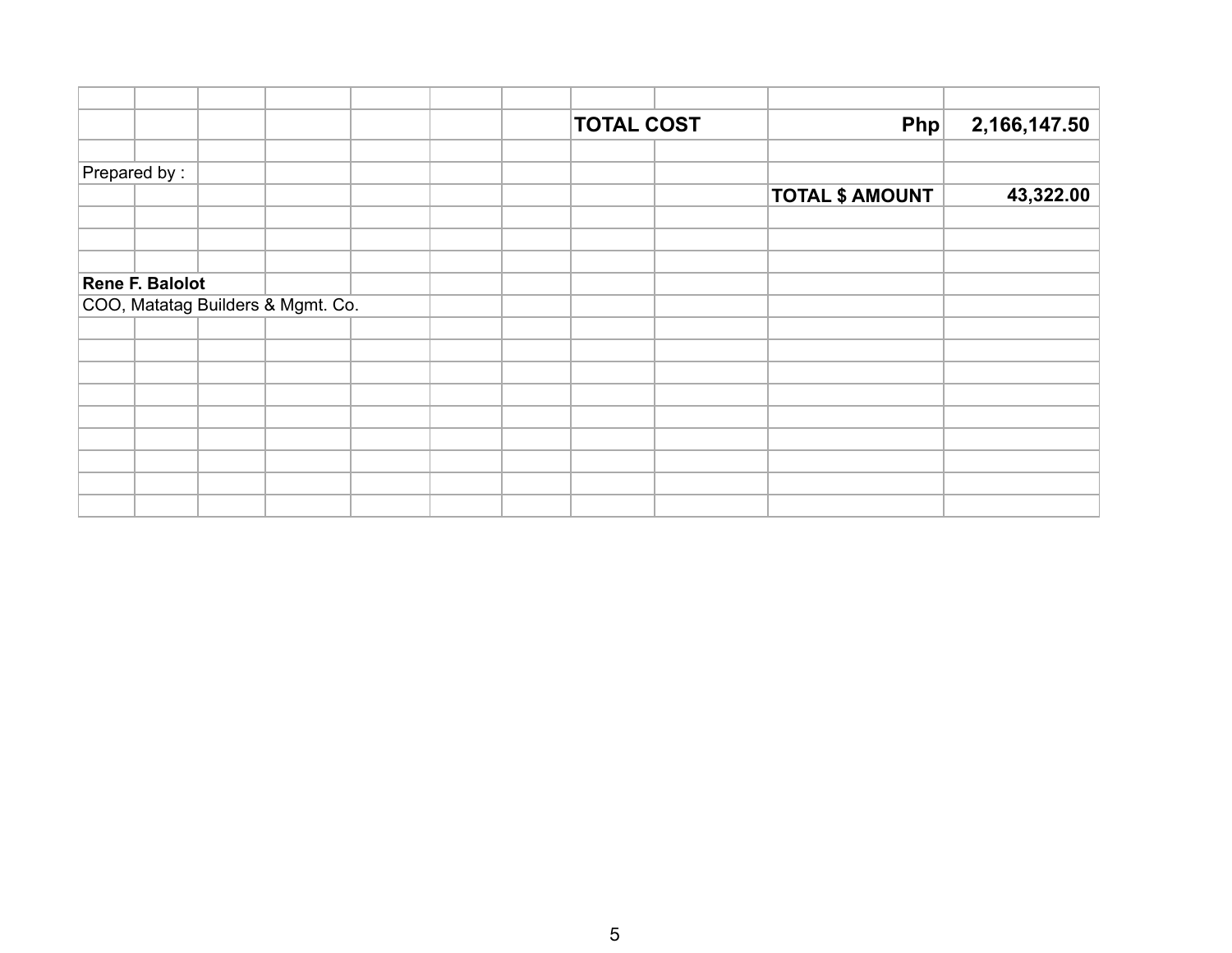| | | | | | | | | | | |
|---|---|---|---|---|---|---|---|---|---|---|
| | | | | | | | **TOTAL COST** | | **Php** | **2,166,147.50** |
| | | | | | | | | | | |
| Prepared by : | | | | | | | | | | |
| | | | | | | | | | **TOTAL $ AMOUNT** | **43,322.00** |
| | | | | | | | | | | |
| | | | | | | | | | | |
| | | | | | | | | | | |
| **Rene F. Balolot** | | | | | | | | | | |
| COO, Matatag Builders & Mgmt. Co. | | | | | | | | | | |